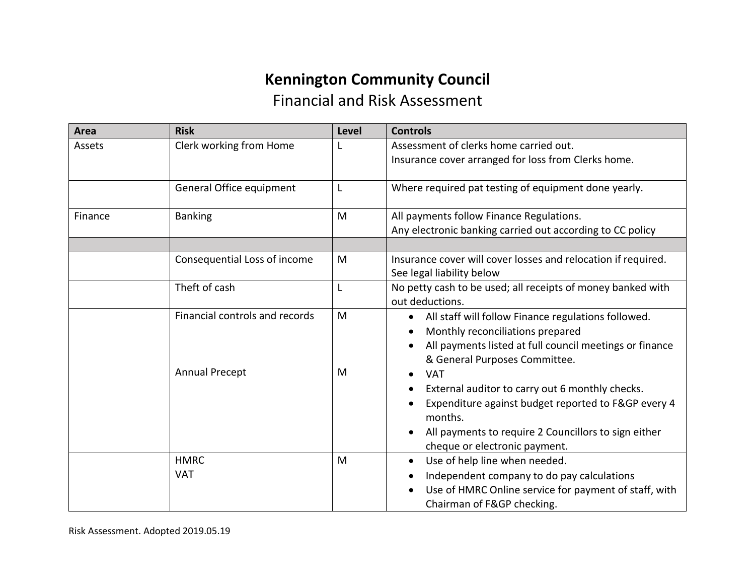# Kennington Community Council

## Financial and Risk Assessment

| Area | Risk | Level | Controls |
|---|---|---|---|
| Assets | Clerk working from Home | L | Assessment of clerks home carried out.<br>Insurance cover arranged for loss from Clerks home. |
| | General Office equipment | L | Where required pat testing of equipment done yearly. |
| Finance | Banking | M | All payments follow Finance Regulations.<br>Any electronic banking carried out according to CC policy |
| | | | |
| | Consequential Loss of income | M | Insurance cover will cover losses and relocation if required.<br>See legal liability below |
| | Theft of cash | L | No petty cash to be used; all receipts of money banked with out deductions. |
| | Financial controls and records<br><br>Annual Precept | M<br><br>M | • All staff will follow Finance regulations followed.<br>• Monthly reconciliations prepared<br>• All payments listed at full council meetings or finance & General Purposes Committee.<br>• VAT<br>• External auditor to carry out 6 monthly checks.<br>• Expenditure against budget reported to F&GP every 4 months.<br>• All payments to require 2 Councillors to sign either cheque or electronic payment. |
| | HMRC<br>VAT | M | • Use of help line when needed.<br>• Independent company to do pay calculations<br>• Use of HMRC Online service for payment of staff, with Chairman of F&GP checking. |

Risk Assessment. Adopted 2019.05.19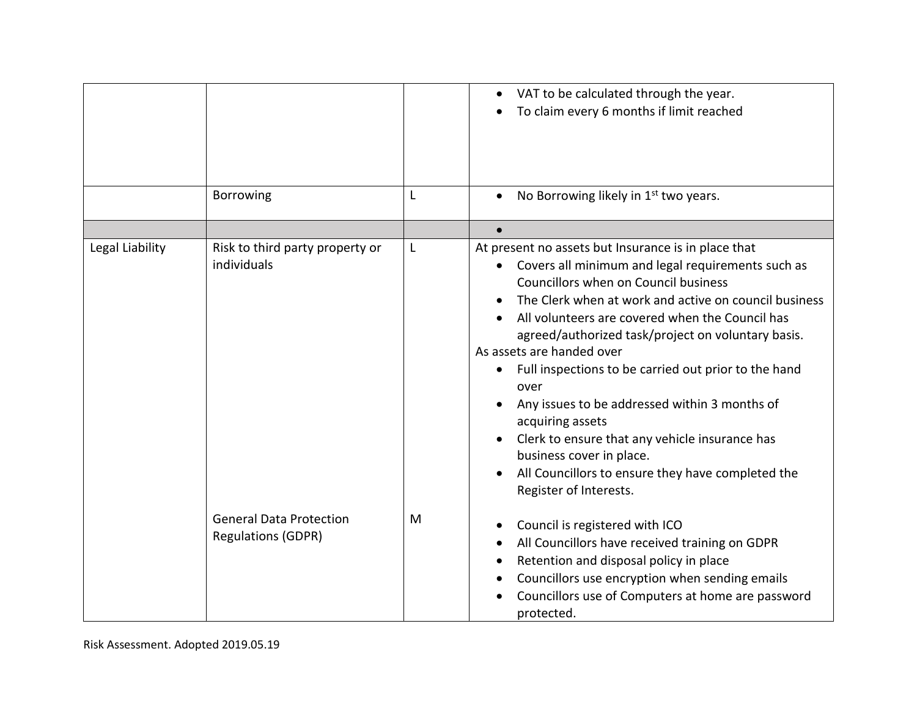| | | | |
|---|---|---|---|
| | | | • VAT to be calculated through the year.<br>• To claim every 6 months if limit reached |
| | Borrowing | L | • No Borrowing likely in 1st two years. |
| | | | • |
| Legal Liability | Risk to third party property or individuals | L | At present no assets but Insurance is in place that<br>• Covers all minimum and legal requirements such as Councillors when on Council business<br>• The Clerk when at work and active on council business<br>• All volunteers are covered when the Council has agreed/authorized task/project on voluntary basis.<br>As assets are handed over<br>• Full inspections to be carried out prior to the hand over<br>• Any issues to be addressed within 3 months of acquiring assets<br>• Clerk to ensure that any vehicle insurance has business cover in place.<br>• All Councillors to ensure they have completed the Register of Interests. |
| | General Data Protection Regulations (GDPR) | M | • Council is registered with ICO<br>• All Councillors have received training on GDPR<br>• Retention and disposal policy in place<br>• Councillors use encryption when sending emails<br>• Councillors use of Computers at home are password protected. |

Risk Assessment. Adopted 2019.05.19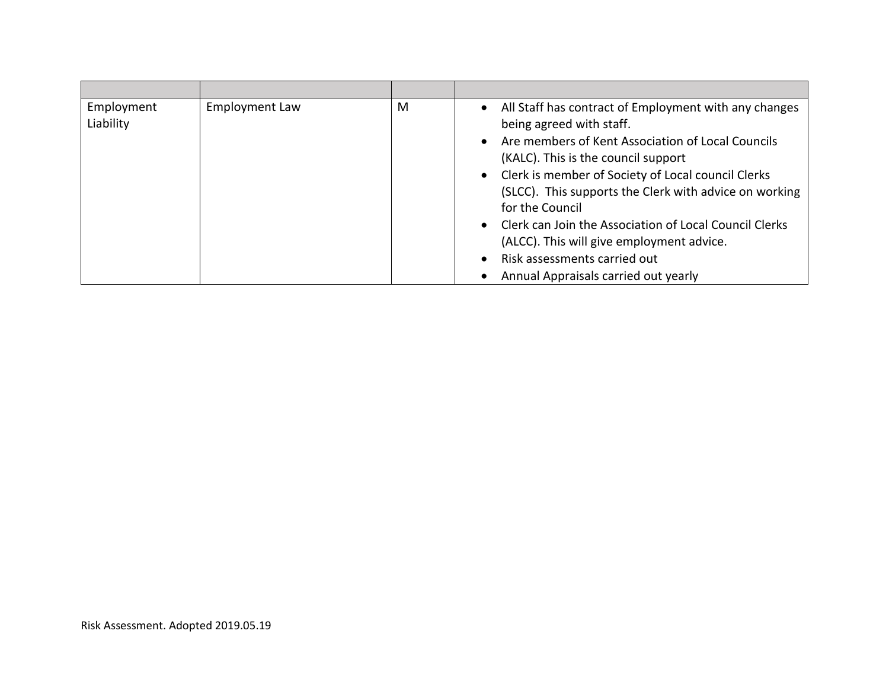| | | | |
|---|---|---|---|
| Employment Liability | Employment Law | M | • All Staff has contract of Employment with any changes being agreed with staff.<br>• Are members of Kent Association of Local Councils (KALC). This is the council support<br>• Clerk is member of Society of Local council Clerks (SLCC). This supports the Clerk with advice on working for the Council<br>• Clerk can Join the Association of Local Council Clerks (ALCC). This will give employment advice.<br>• Risk assessments carried out<br>• Annual Appraisals carried out yearly |